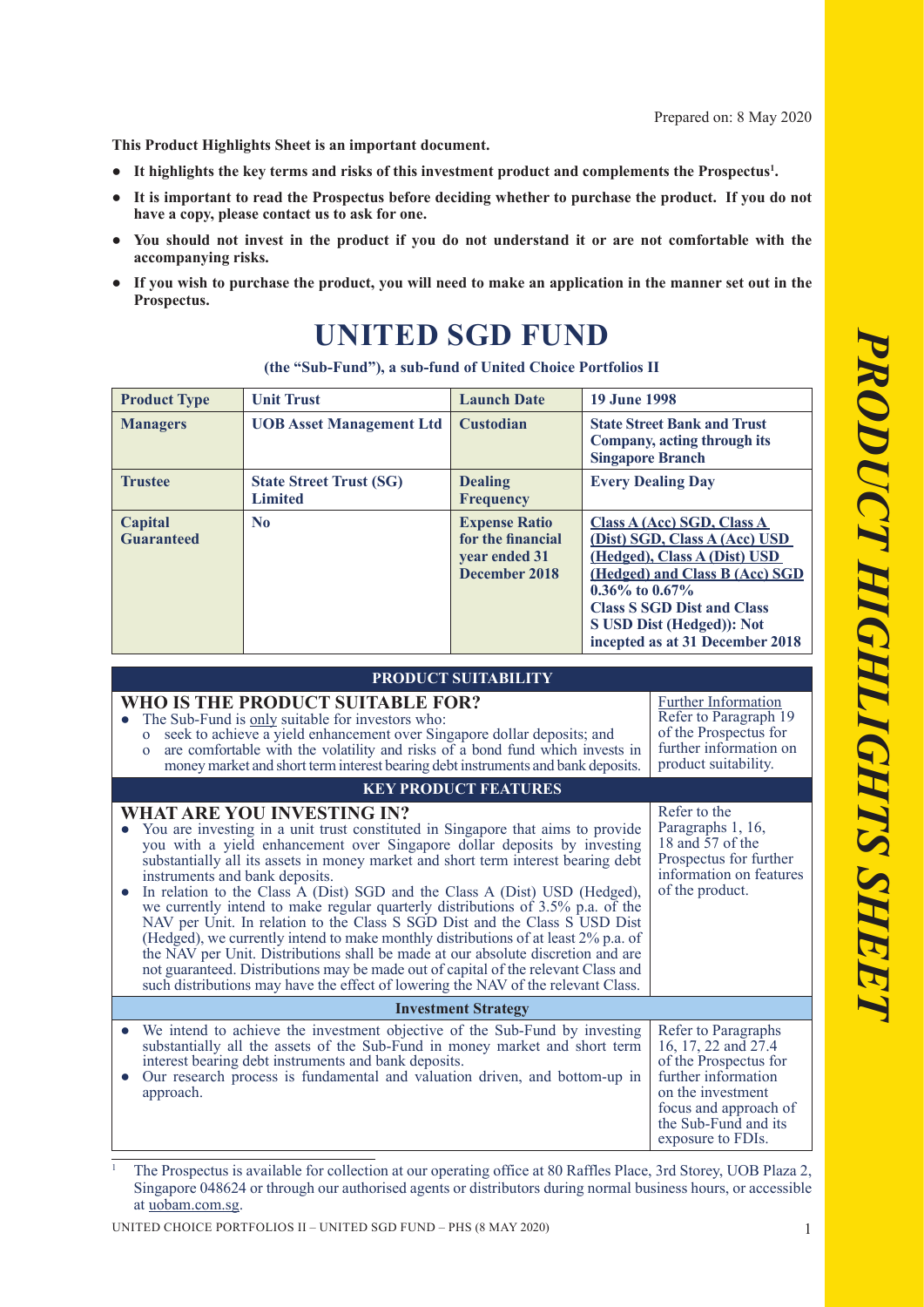Prepared on: 8 May 2020

**This Product Highlights Sheet is an important document.**

- **It highlights the key terms and risks of this investment product and complements the Prospectus[1].**
- **It is important to read the Prospectus before deciding whether to purchase the product. If you do not have a copy, please contact us to ask for one.**
- **You should not invest in the product if you do not understand it or are not comfortable with the accompanying risks.**
- **If you wish to purchase the product, you will need to make an application in the manner set out in the Prospectus.**

# UNITED SGD FUND

**(the "Sub-Fund"), a sub-fund of United Choice Portfolios II**

| **Product Type** | **Unit Trust** | **Launch Date** | **19 June 1998** |
|---|---|---|---|
| **Managers** | **UOB Asset Management Ltd** | **Custodian** | **State Street Bank and Trust Company, acting through its Singapore Branch** |
| **Trustee** | **State Street Trust (SG) Limited** | **Dealing Frequency** | **Every Dealing Day** |
| **Capital Guaranteed** | **No** | **Expense Ratio for the financial year ended 31 December 2018** | **Class A (Acc) SGD, Class A (Dist) SGD, Class A (Acc) USD (Hedged), Class A (Dist) USD (Hedged) and Class B (Acc) SGD 0.36% to 0.67%** <br> **Class S SGD Dist and Class S USD Dist (Hedged)): Not incepted as at 31 December 2018** |

## PRODUCT SUITABILITY

### WHO IS THE PRODUCT SUITABLE FOR?

- The Sub-Fund is only suitable for investors who:
  - o seek to achieve a yield enhancement over Singapore dollar deposits; and
  - o are comfortable with the volatility and risks of a bond fund which invests in money market and short term interest bearing debt instruments and bank deposits.

Further Information
Refer to Paragraph 19 of the Prospectus for further information on product suitability.

## KEY PRODUCT FEATURES

### WHAT ARE YOU INVESTING IN?

- You are investing in a unit trust constituted in Singapore that aims to provide you with a yield enhancement over Singapore dollar deposits by investing substantially all its assets in money market and short term interest bearing debt instruments and bank deposits.
- In relation to the Class A (Dist) SGD and the Class A (Dist) USD (Hedged), we currently intend to make regular quarterly distributions of 3.5% p.a. of the NAV per Unit. In relation to the Class S SGD Dist and the Class S USD Dist (Hedged), we currently intend to make monthly distributions of at least 2% p.a. of the NAV per Unit. Distributions shall be made at our absolute discretion and are not guaranteed. Distributions may be made out of capital of the relevant Class and such distributions may have the effect of lowering the NAV of the relevant Class.

Refer to the Paragraphs 1, 16, 18 and 57 of the Prospectus for further information on features of the product.

### Investment Strategy

- We intend to achieve the investment objective of the Sub-Fund by investing substantially all the assets of the Sub-Fund in money market and short term interest bearing debt instruments and bank deposits.
- Our research process is fundamental and valuation driven, and bottom-up in approach.

Refer to Paragraphs 16, 17, 22 and 27.4 of the Prospectus for further information on the investment focus and approach of the Sub-Fund and its exposure to FDIs.

---

[1] The Prospectus is available for collection at our operating office at 80 Raffles Place, 3rd Storey, UOB Plaza 2, Singapore 048624 or through our authorised agents or distributors during normal business hours, or accessible at uobam.com.sg.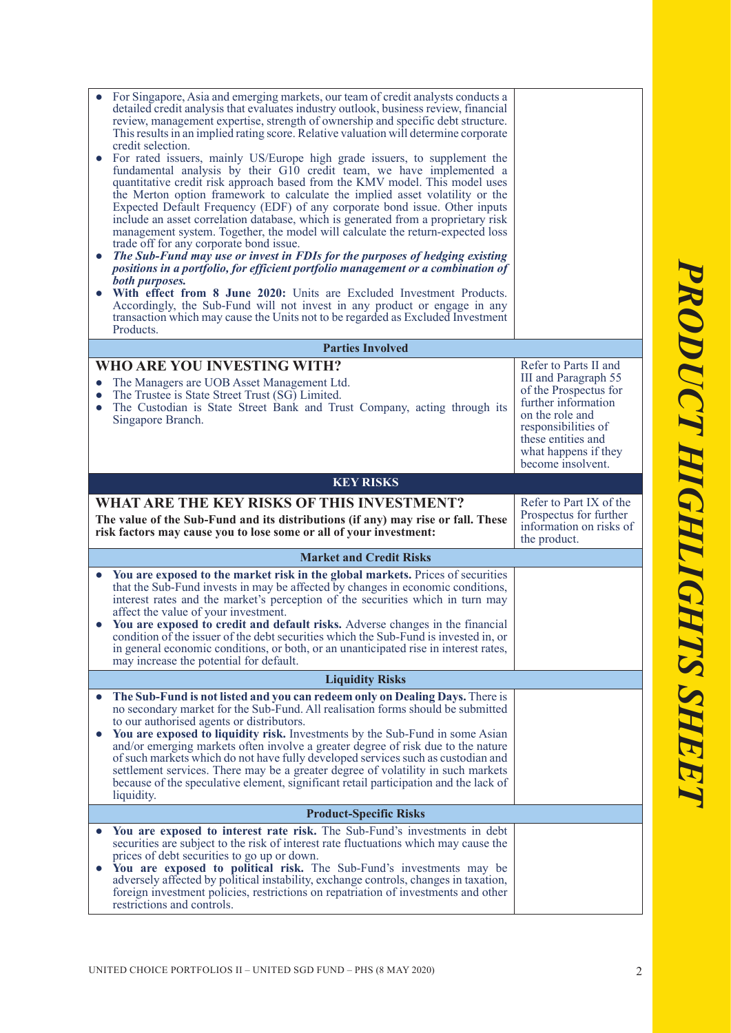| | |
|---|---|
| • For Singapore, Asia and emerging markets, our team of credit analysts conducts a detailed credit analysis that evaluates industry outlook, business review, financial review, management expertise, strength of ownership and specific debt structure. This results in an implied rating score. Relative valuation will determine corporate credit selection.<br>• For rated issuers, mainly US/Europe high grade issuers, to supplement the fundamental analysis by their G10 credit team, we have implemented a quantitative credit risk approach based from the KMV model. This model uses the Merton option framework to calculate the implied asset volatility or the Expected Default Frequency (EDF) of any corporate bond issue. Other inputs include an asset correlation database, which is generated from a proprietary risk management system. Together, the model will calculate the return-expected loss trade off for any corporate bond issue.<br>• ***The Sub-Fund may use or invest in FDIs for the purposes of hedging existing positions in a portfolio, for efficient portfolio management or a combination of both purposes.***<br>• **With effect from 8 June 2020:** Units are Excluded Investment Products. Accordingly, the Sub-Fund will not invest in any product or engage in any transaction which may cause the Units not to be regarded as Excluded Investment Products. | |
| **Parties Involved** | |
| **WHO ARE YOU INVESTING WITH?**<br>• The Managers are UOB Asset Management Ltd.<br>• The Trustee is State Street Trust (SG) Limited.<br>• The Custodian is State Street Bank and Trust Company, acting through its Singapore Branch. | Refer to Parts II and III and Paragraph 55 of the Prospectus for further information on the role and responsibilities of these entities and what happens if they become insolvent. |
| **KEY RISKS** | |
| **WHAT ARE THE KEY RISKS OF THIS INVESTMENT?**<br>**The value of the Sub-Fund and its distributions (if any) may rise or fall. These risk factors may cause you to lose some or all of your investment:** | Refer to Part IX of the Prospectus for further information on risks of the product. |
| **Market and Credit Risks** | |
| • **You are exposed to the market risk in the global markets.** Prices of securities that the Sub-Fund invests in may be affected by changes in economic conditions, interest rates and the market's perception of the securities which in turn may affect the value of your investment.<br>• **You are exposed to credit and default risks.** Adverse changes in the financial condition of the issuer of the debt securities which the Sub-Fund is invested in, or in general economic conditions, or both, or an unanticipated rise in interest rates, may increase the potential for default. | |
| **Liquidity Risks** | |
| • **The Sub-Fund is not listed and you can redeem only on Dealing Days.** There is no secondary market for the Sub-Fund. All realisation forms should be submitted to our authorised agents or distributors.<br>• **You are exposed to liquidity risk.** Investments by the Sub-Fund in some Asian and/or emerging markets often involve a greater degree of risk due to the nature of such markets which do not have fully developed services such as custodian and settlement services. There may be a greater degree of volatility in such markets because of the speculative element, significant retail participation and the lack of liquidity. | |
| **Product-Specific Risks** | |
| • **You are exposed to interest rate risk.** The Sub-Fund's investments in debt securities are subject to the risk of interest rate fluctuations which may cause the prices of debt securities to go up or down.<br>• **You are exposed to political risk.** The Sub-Fund's investments may be adversely affected by political instability, exchange controls, changes in taxation, foreign investment policies, restrictions on repatriation of investments and other restrictions and controls. | |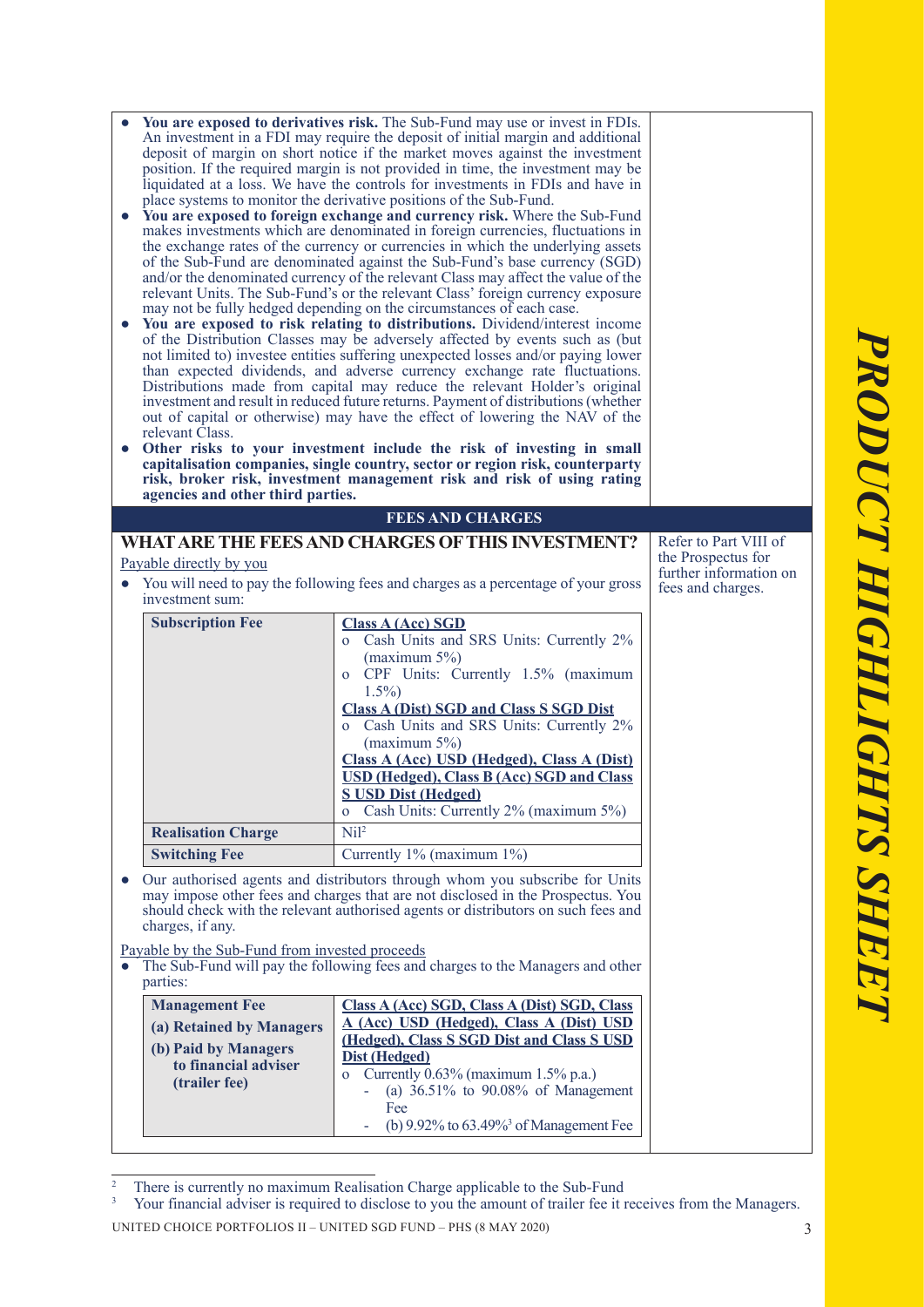- **You are exposed to derivatives risk.** The Sub-Fund may use or invest in FDIs. An investment in a FDI may require the deposit of initial margin and additional deposit of margin on short notice if the market moves against the investment position. If the required margin is not provided in time, the investment may be liquidated at a loss. We have the controls for investments in FDIs and have in place systems to monitor the derivative positions of the Sub-Fund.
- **You are exposed to foreign exchange and currency risk.** Where the Sub-Fund makes investments which are denominated in foreign currencies, fluctuations in the exchange rates of the currency or currencies in which the underlying assets of the Sub-Fund are denominated against the Sub-Fund's base currency (SGD) and/or the denominated currency of the relevant Class may affect the value of the relevant Units. The Sub-Fund's or the relevant Class' foreign currency exposure may not be fully hedged depending on the circumstances of each case.
- **You are exposed to risk relating to distributions.** Dividend/interest income of the Distribution Classes may be adversely affected by events such as (but not limited to) investee entities suffering unexpected losses and/or paying lower than expected dividends, and adverse currency exchange rate fluctuations. Distributions made from capital may reduce the relevant Holder's original investment and result in reduced future returns. Payment of distributions (whether out of capital or otherwise) may have the effect of lowering the NAV of the relevant Class.
- **Other risks to your investment include the risk of investing in small capitalisation companies, single country, sector or region risk, counterparty risk, broker risk, investment management risk and risk of using rating agencies and other third parties.**

## FEES AND CHARGES

### WHAT ARE THE FEES AND CHARGES OF THIS INVESTMENT?

Refer to Part VIII of the Prospectus for further information on fees and charges.

Payable directly by you

- You will need to pay the following fees and charges as a percentage of your gross investment sum:

| | |
|---|---|
| **Subscription Fee** | **Class A (Acc) SGD**<br>o Cash Units and SRS Units: Currently 2% (maximum 5%)<br>o CPF Units: Currently 1.5% (maximum 1.5%)<br>**Class A (Dist) SGD and Class S SGD Dist**<br>o Cash Units and SRS Units: Currently 2% (maximum 5%)<br>**Class A (Acc) USD (Hedged), Class A (Dist) USD (Hedged), Class B (Acc) SGD and Class S USD Dist (Hedged)**<br>o Cash Units: Currently 2% (maximum 5%) |
| **Realisation Charge** | Nil[2] |
| **Switching Fee** | Currently 1% (maximum 1%) |

- Our authorised agents and distributors through whom you subscribe for Units may impose other fees and charges that are not disclosed in the Prospectus. You should check with the relevant authorised agents or distributors on such fees and charges, if any.

Payable by the Sub-Fund from invested proceeds

- The Sub-Fund will pay the following fees and charges to the Managers and other parties:

| | |
|---|---|
| **Management Fee**<br>**(a) Retained by Managers**<br>**(b) Paid by Managers to financial adviser (trailer fee)** | **Class A (Acc) SGD, Class A (Dist) SGD, Class A (Acc) USD (Hedged), Class A (Dist) USD (Hedged), Class S SGD Dist and Class S USD Dist (Hedged)**<br>o Currently 0.63% (maximum 1.5% p.a.)<br>- (a) 36.51% to 90.08% of Management Fee<br>- (b) 9.92% to 63.49%[3] of Management Fee |

[2] There is currently no maximum Realisation Charge applicable to the Sub-Fund

[3] Your financial adviser is required to disclose to you the amount of trailer fee it receives from the Managers.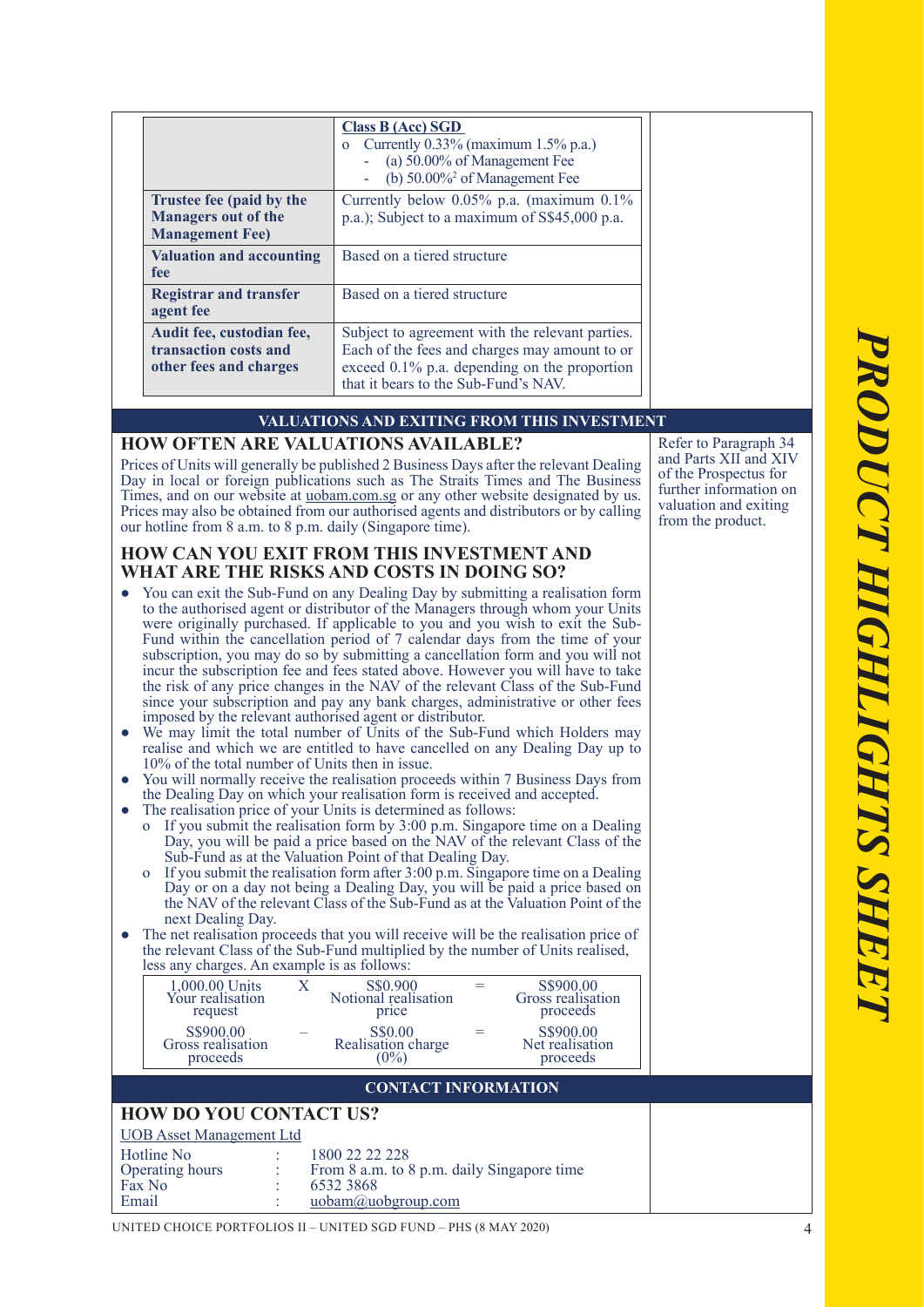| | |
|---|---|
| | **Class B (Acc) SGD**<br>o Currently 0.33% (maximum 1.5% p.a.)<br>- (a) 50.00% of Management Fee<br>- (b) 50.00%[2] of Management Fee |
| **Trustee fee (paid by the Managers out of the Management Fee)** | Currently below 0.05% p.a. (maximum 0.1% p.a.); Subject to a maximum of S$45,000 p.a. |
| **Valuation and accounting fee** | Based on a tiered structure |
| **Registrar and transfer agent fee** | Based on a tiered structure |
| **Audit fee, custodian fee, transaction costs and other fees and charges** | Subject to agreement with the relevant parties. Each of the fees and charges may amount to or exceed 0.1% p.a. depending on the proportion that it bears to the Sub-Fund's NAV. |

## VALUATIONS AND EXITING FROM THIS INVESTMENT

### HOW OFTEN ARE VALUATIONS AVAILABLE?

Prices of Units will generally be published 2 Business Days after the relevant Dealing Day in local or foreign publications such as The Straits Times and The Business Times, and on our website at uobam.com.sg or any other website designated by us. Prices may also be obtained from our authorised agents and distributors or by calling our hotline from 8 a.m. to 8 p.m. daily (Singapore time).

Refer to Paragraph 34 and Parts XII and XIV of the Prospectus for further information on valuation and exiting from the product.

### HOW CAN YOU EXIT FROM THIS INVESTMENT AND WHAT ARE THE RISKS AND COSTS IN DOING SO?

- You can exit the Sub-Fund on any Dealing Day by submitting a realisation form to the authorised agent or distributor of the Managers through whom your Units were originally purchased. If applicable to you and you wish to exit the Sub-Fund within the cancellation period of 7 calendar days from the time of your subscription, you may do so by submitting a cancellation form and you will not incur the subscription fee and fees stated above. However you will have to take the risk of any price changes in the NAV of the relevant Class of the Sub-Fund since your subscription and pay any bank charges, administrative or other fees imposed by the relevant authorised agent or distributor.
- We may limit the total number of Units of the Sub-Fund which Holders may realise and which we are entitled to have cancelled on any Dealing Day up to 10% of the total number of Units then in issue.
- You will normally receive the realisation proceeds within 7 Business Days from the Dealing Day on which your realisation form is received and accepted.
- The realisation price of your Units is determined as follows:
  - If you submit the realisation form by 3:00 p.m. Singapore time on a Dealing Day, you will be paid a price based on the NAV of the relevant Class of the Sub-Fund as at the Valuation Point of that Dealing Day.
  - If you submit the realisation form after 3:00 p.m. Singapore time on a Dealing Day or on a day not being a Dealing Day, you will be paid a price based on the NAV of the relevant Class of the Sub-Fund as at the Valuation Point of the next Dealing Day.
- The net realisation proceeds that you will receive will be the realisation price of the relevant Class of the Sub-Fund multiplied by the number of Units realised, less any charges. An example is as follows:

| | | | | |
|---|---|---|---|---|
| 1,000.00 Units<br>Your realisation request | X | S$0.900<br>Notional realisation price | = | S$900.00<br>Gross realisation proceeds |
| S$900.00<br>Gross realisation proceeds | – | S$0.00<br>Realisation charge (0%) | = | S$900.00<br>Net realisation proceeds |

## CONTACT INFORMATION

### HOW DO YOU CONTACT US?

UOB Asset Management Ltd

| | | |
|---|---|---|
| Hotline No | : | 1800 22 22 228 |
| Operating hours | : | From 8 a.m. to 8 p.m. daily Singapore time |
| Fax No | : | 6532 3868 |
| Email | : | uobam@uobgroup.com |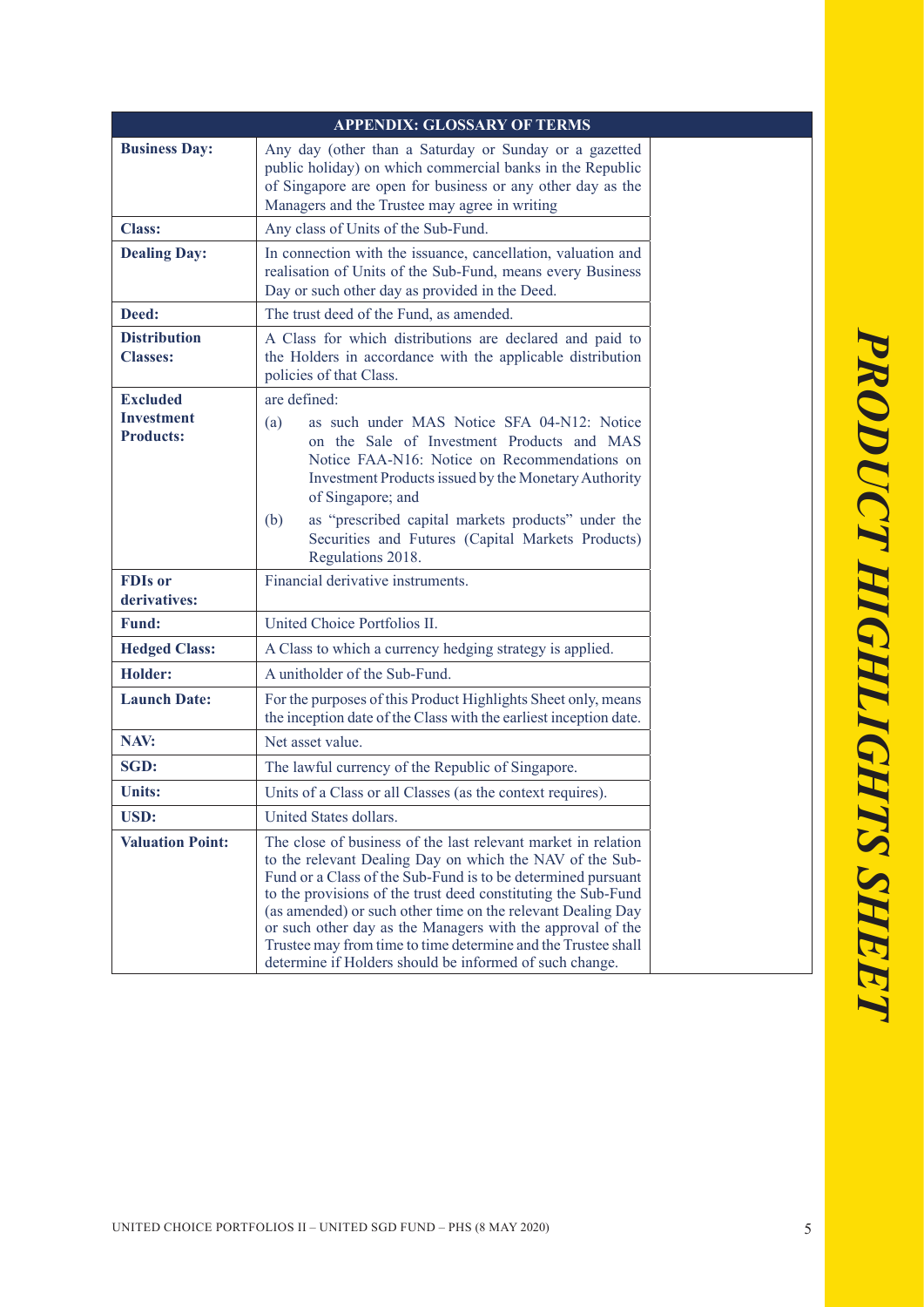| APPENDIX: GLOSSARY OF TERMS | |
|---|---|
| **Business Day:** | Any day (other than a Saturday or Sunday or a gazetted public holiday) on which commercial banks in the Republic of Singapore are open for business or any other day as the Managers and the Trustee may agree in writing |
| **Class:** | Any class of Units of the Sub-Fund. |
| **Dealing Day:** | In connection with the issuance, cancellation, valuation and realisation of Units of the Sub-Fund, means every Business Day or such other day as provided in the Deed. |
| **Deed:** | The trust deed of the Fund, as amended. |
| **Distribution Classes:** | A Class for which distributions are declared and paid to the Holders in accordance with the applicable distribution policies of that Class. |
| **Excluded Investment Products:** | are defined: (a) as such under MAS Notice SFA 04-N12: Notice on the Sale of Investment Products and MAS Notice FAA-N16: Notice on Recommendations on Investment Products issued by the Monetary Authority of Singapore; and (b) as "prescribed capital markets products" under the Securities and Futures (Capital Markets Products) Regulations 2018. |
| **FDIs or derivatives:** | Financial derivative instruments. |
| **Fund:** | United Choice Portfolios II. |
| **Hedged Class:** | A Class to which a currency hedging strategy is applied. |
| **Holder:** | A unitholder of the Sub-Fund. |
| **Launch Date:** | For the purposes of this Product Highlights Sheet only, means the inception date of the Class with the earliest inception date. |
| **NAV:** | Net asset value. |
| **SGD:** | The lawful currency of the Republic of Singapore. |
| **Units:** | Units of a Class or all Classes (as the context requires). |
| **USD:** | United States dollars. |
| **Valuation Point:** | The close of business of the last relevant market in relation to the relevant Dealing Day on which the NAV of the Sub-Fund or a Class of the Sub-Fund is to be determined pursuant to the provisions of the trust deed constituting the Sub-Fund (as amended) or such other time on the relevant Dealing Day or such other day as the Managers with the approval of the Trustee may from time to time determine and the Trustee shall determine if Holders should be informed of such change. |